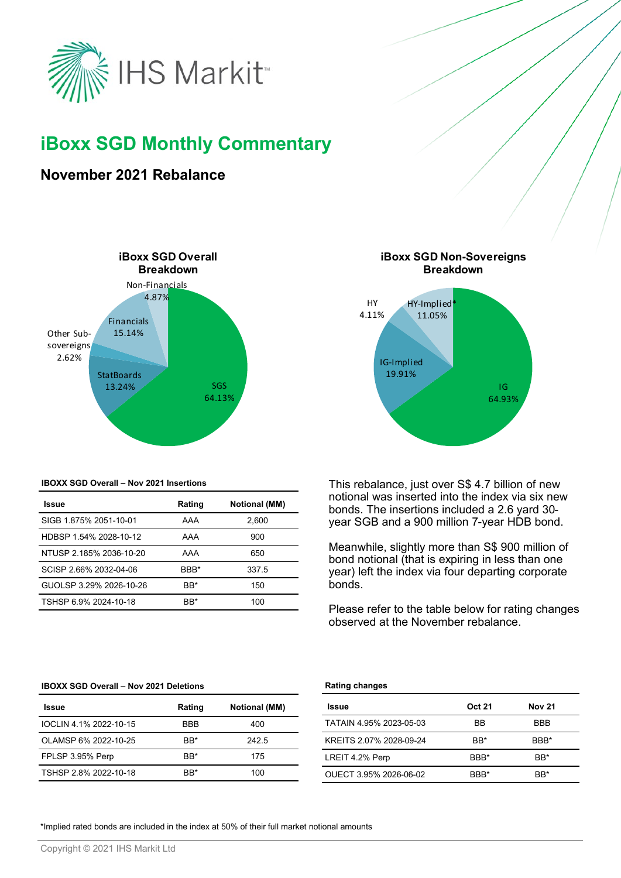# iBoxx SGD Monthly Commentary

## November 2021 Rebalance

**iBoxx SGD Overall Breakdown**

- SGS 64.13%
- StatBoards 13.24%
- Other Sub-sovereigns 2.62%
- Financials 15.14%
- Non-Financials 4.87%

**iBoxx SGD Non-Sovereigns Breakdown**

- IG 64.93%
- IG-Implied 19.91%
- HY 4.11%
- HY-Implied* 11.05%

**IBOXX SGD Overall – Nov 2021 Insertions**

| Issue | Rating | Notional (MM) |
|---|---|---|
| SIGB 1.875% 2051-10-01 | AAA | 2,600 |
| HDBSP 1.54% 2028-10-12 | AAA | 900 |
| NTUSP 2.185% 2036-10-20 | AAA | 650 |
| SCISP 2.66% 2032-04-06 | BBB* | 337.5 |
| GUOLSP 3.29% 2026-10-26 | BB* | 150 |
| TSHSP 6.9% 2024-10-18 | BB* | 100 |

This rebalance, just over S$ 4.7 billion of new notional was inserted into the index via six new bonds. The insertions included a 2.6 yard 30-year SGB and a 900 million 7-year HDB bond.

Meanwhile, slightly more than S$ 900 million of bond notional (that is expiring in less than one year) left the index via four departing corporate bonds.

Please refer to the table below for rating changes observed at the November rebalance.

**IBOXX SGD Overall – Nov 2021 Deletions**

| Issue | Rating | Notional (MM) |
|---|---|---|
| IOCLIN 4.1% 2022-10-15 | BBB | 400 |
| OLAMSP 6% 2022-10-25 | BB* | 242.5 |
| FPLSP 3.95% Perp | BB* | 175 |
| TSHSP 2.8% 2022-10-18 | BB* | 100 |

**Rating changes**

| Issue | Oct 21 | Nov 21 |
|---|---|---|
| TATAIN 4.95% 2023-05-03 | BB | BBB |
| KREITS 2.07% 2028-09-24 | BB* | BBB* |
| LREIT 4.2% Perp | BBB* | BB* |
| OUECT 3.95% 2026-06-02 | BBB* | BB* |

*Implied rated bonds are included in the index at 50% of their full market notional amounts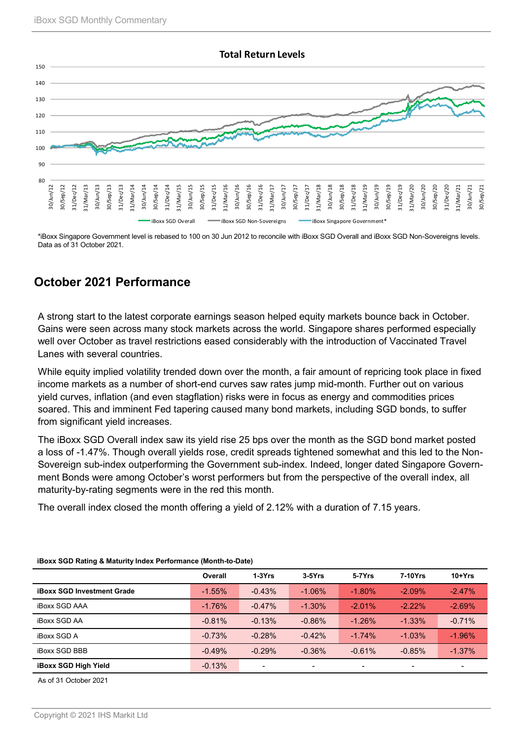**Total Return Levels**

*iBoxx Singapore Government level is rebased to 100 on 30 Jun 2012 to reconcile with iBoxx SGD Overall and iBoxx SGD Non-Sovereigns levels. Data as of 31 October 2021.

## October 2021 Performance

A strong start to the latest corporate earnings season helped equity markets bounce back in October. Gains were seen across many stock markets across the world. Singapore shares performed especially well over October as travel restrictions eased considerably with the introduction of Vaccinated Travel Lanes with several countries.

While equity implied volatility trended down over the month, a fair amount of repricing took place in fixed income markets as a number of short-end curves saw rates jump mid-month. Further out on various yield curves, inflation (and even stagflation) risks were in focus as energy and commodities prices soared. This and imminent Fed tapering caused many bond markets, including SGD bonds, to suffer from significant yield increases.

The iBoxx SGD Overall index saw its yield rise 25 bps over the month as the SGD bond market posted a loss of -1.47%. Though overall yields rose, credit spreads tightened somewhat and this led to the Non-Sovereign sub-index outperforming the Government sub-index. Indeed, longer dated Singapore Government Bonds were among October's worst performers but from the perspective of the overall index, all maturity-by-rating segments were in the red this month.

The overall index closed the month offering a yield of 2.12% with a duration of 7.15 years.

**iBoxx SGD Rating & Maturity Index Performance (Month-to-Date)**

| | Overall | 1-3Yrs | 3-5Yrs | 5-7Yrs | 7-10Yrs | 10+Yrs |
|---|---|---|---|---|---|---|
| **iBoxx SGD Investment Grade** | -1.55% | -0.43% | -1.06% | -1.80% | -2.09% | -2.47% |
| iBoxx SGD AAA | -1.76% | -0.47% | -1.30% | -2.01% | -2.22% | -2.69% |
| iBoxx SGD AA | -0.81% | -0.13% | -0.86% | -1.26% | -1.33% | -0.71% |
| iBoxx SGD A | -0.73% | -0.28% | -0.42% | -1.74% | -1.03% | -1.96% |
| iBoxx SGD BBB | -0.49% | -0.29% | -0.36% | -0.61% | -0.85% | -1.37% |
| **iBoxx SGD High Yield** | -0.13% | - | - | - | - | - |

As of 31 October 2021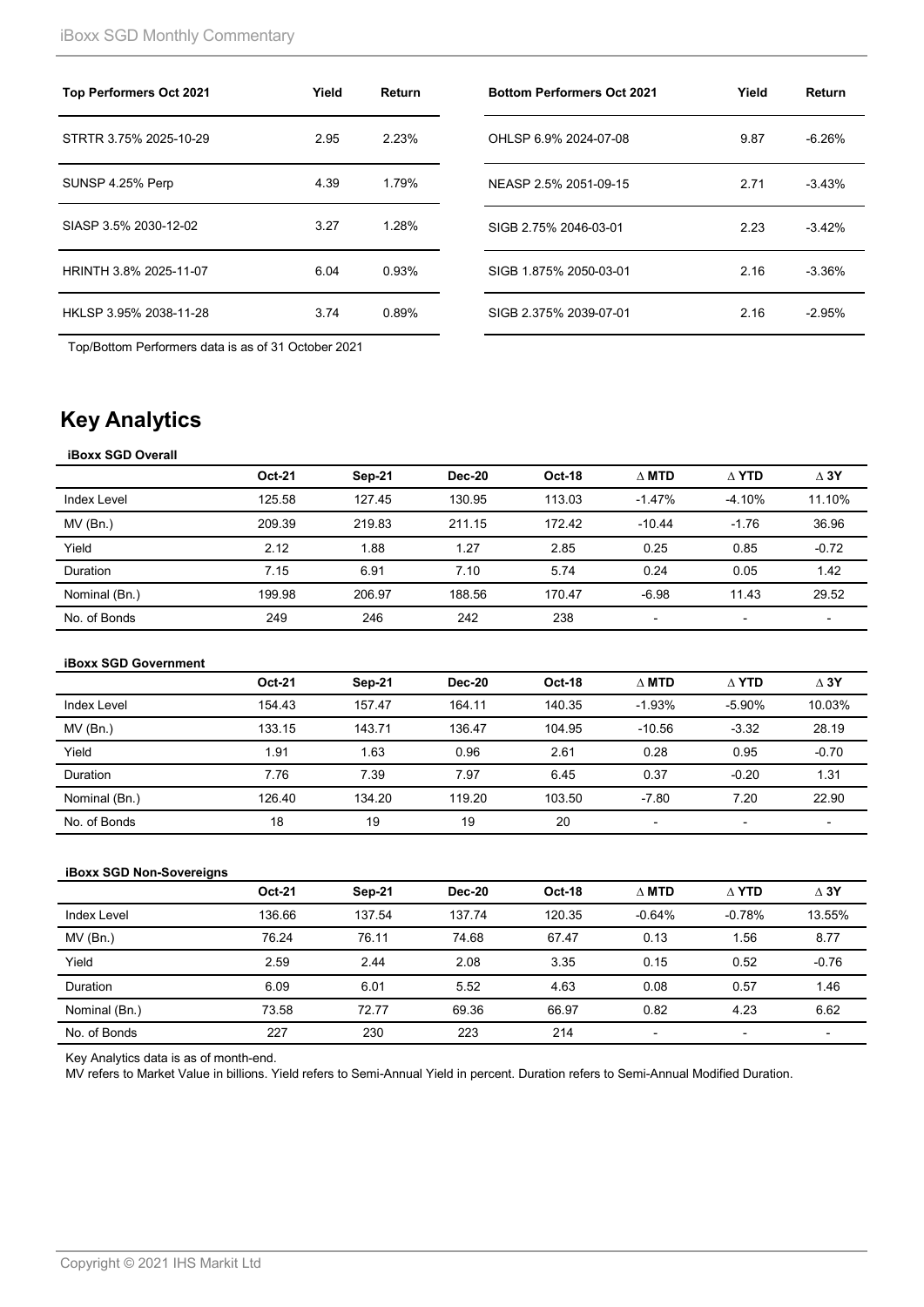| Top Performers Oct 2021 | Yield | Return |
|---|---|---|
| STRTR 3.75% 2025-10-29 | 2.95 | 2.23% |
| SUNSP 4.25% Perp | 4.39 | 1.79% |
| SIASP 3.5% 2030-12-02 | 3.27 | 1.28% |
| HRINTH 3.8% 2025-11-07 | 6.04 | 0.93% |
| HKLSP 3.95% 2038-11-28 | 3.74 | 0.89% |

| Bottom Performers Oct 2021 | Yield | Return |
|---|---|---|
| OHLSP 6.9% 2024-07-08 | 9.87 | -6.26% |
| NEASP 2.5% 2051-09-15 | 2.71 | -3.43% |
| SIGB 2.75% 2046-03-01 | 2.23 | -3.42% |
| SIGB 1.875% 2050-03-01 | 2.16 | -3.36% |
| SIGB 2.375% 2039-07-01 | 2.16 | -2.95% |

Top/Bottom Performers data is as of 31 October 2021

## Key Analytics

**iBoxx SGD Overall**

| | Oct-21 | Sep-21 | Dec-20 | Oct-18 | ∆ MTD | ∆ YTD | ∆ 3Y |
|---|---|---|---|---|---|---|---|
| Index Level | 125.58 | 127.45 | 130.95 | 113.03 | -1.47% | -4.10% | 11.10% |
| MV (Bn.) | 209.39 | 219.83 | 211.15 | 172.42 | -10.44 | -1.76 | 36.96 |
| Yield | 2.12 | 1.88 | 1.27 | 2.85 | 0.25 | 0.85 | -0.72 |
| Duration | 7.15 | 6.91 | 7.10 | 5.74 | 0.24 | 0.05 | 1.42 |
| Nominal (Bn.) | 199.98 | 206.97 | 188.56 | 170.47 | -6.98 | 11.43 | 29.52 |
| No. of Bonds | 249 | 246 | 242 | 238 | - | - | - |

**iBoxx SGD Government**

| | Oct-21 | Sep-21 | Dec-20 | Oct-18 | ∆ MTD | ∆ YTD | ∆ 3Y |
|---|---|---|---|---|---|---|---|
| Index Level | 154.43 | 157.47 | 164.11 | 140.35 | -1.93% | -5.90% | 10.03% |
| MV (Bn.) | 133.15 | 143.71 | 136.47 | 104.95 | -10.56 | -3.32 | 28.19 |
| Yield | 1.91 | 1.63 | 0.96 | 2.61 | 0.28 | 0.95 | -0.70 |
| Duration | 7.76 | 7.39 | 7.97 | 6.45 | 0.37 | -0.20 | 1.31 |
| Nominal (Bn.) | 126.40 | 134.20 | 119.20 | 103.50 | -7.80 | 7.20 | 22.90 |
| No. of Bonds | 18 | 19 | 19 | 20 | - | - | - |

**iBoxx SGD Non-Sovereigns**

| | Oct-21 | Sep-21 | Dec-20 | Oct-18 | ∆ MTD | ∆ YTD | ∆ 3Y |
|---|---|---|---|---|---|---|---|
| Index Level | 136.66 | 137.54 | 137.74 | 120.35 | -0.64% | -0.78% | 13.55% |
| MV (Bn.) | 76.24 | 76.11 | 74.68 | 67.47 | 0.13 | 1.56 | 8.77 |
| Yield | 2.59 | 2.44 | 2.08 | 3.35 | 0.15 | 0.52 | -0.76 |
| Duration | 6.09 | 6.01 | 5.52 | 4.63 | 0.08 | 0.57 | 1.46 |
| Nominal (Bn.) | 73.58 | 72.77 | 69.36 | 66.97 | 0.82 | 4.23 | 6.62 |
| No. of Bonds | 227 | 230 | 223 | 214 | - | - | - |

Key Analytics data is as of month-end.

MV refers to Market Value in billions. Yield refers to Semi-Annual Yield in percent. Duration refers to Semi-Annual Modified Duration.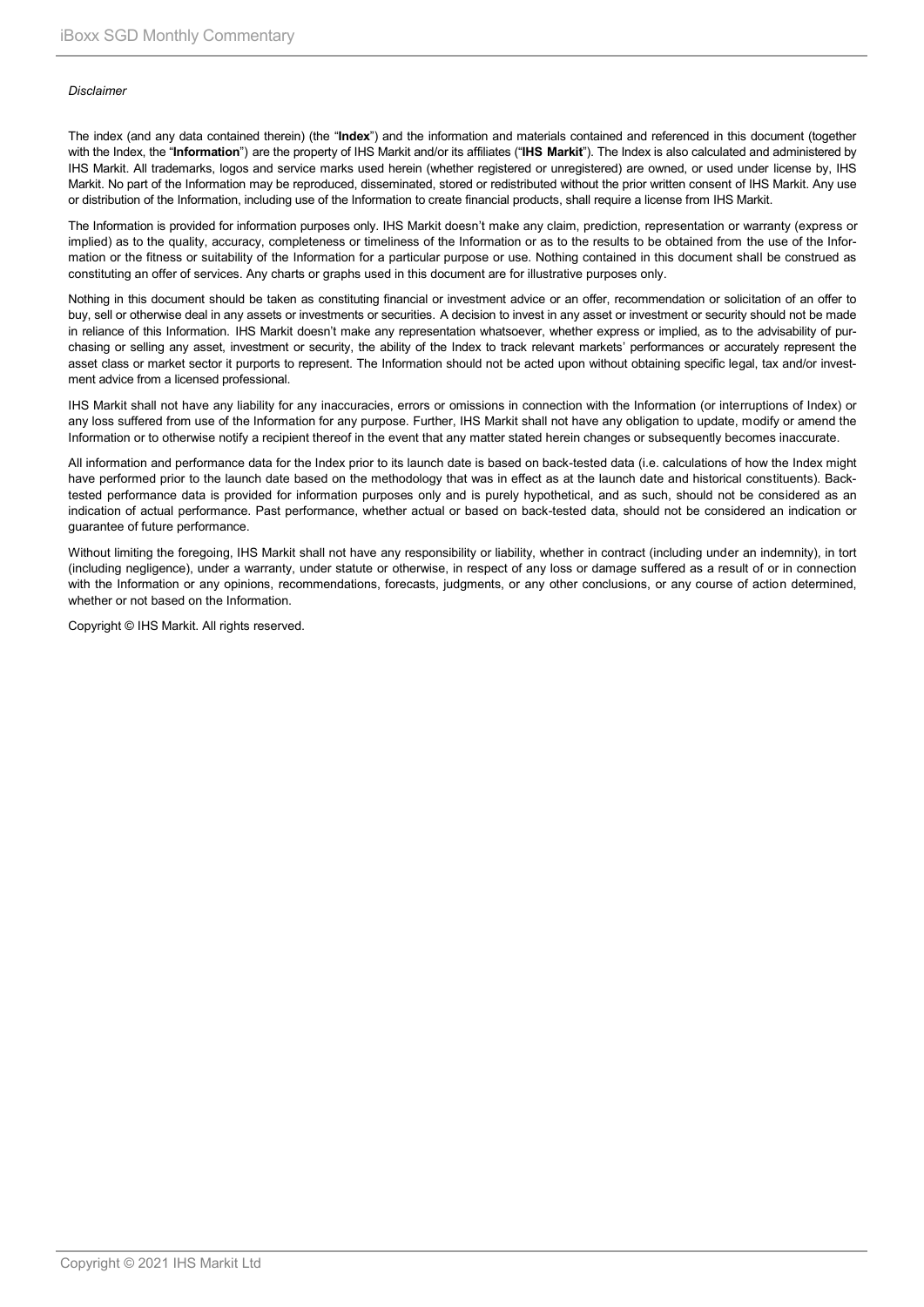*Disclaimer*

The index (and any data contained therein) (the "**Index**") and the information and materials contained and referenced in this document (together with the Index, the "**Information**") are the property of IHS Markit and/or its affiliates ("**IHS Markit**"). The Index is also calculated and administered by IHS Markit. All trademarks, logos and service marks used herein (whether registered or unregistered) are owned, or used under license by, IHS Markit. No part of the Information may be reproduced, disseminated, stored or redistributed without the prior written consent of IHS Markit. Any use or distribution of the Information, including use of the Information to create financial products, shall require a license from IHS Markit.

The Information is provided for information purposes only. IHS Markit doesn't make any claim, prediction, representation or warranty (express or implied) as to the quality, accuracy, completeness or timeliness of the Information or as to the results to be obtained from the use of the Information or the fitness or suitability of the Information for a particular purpose or use. Nothing contained in this document shall be construed as constituting an offer of services. Any charts or graphs used in this document are for illustrative purposes only.

Nothing in this document should be taken as constituting financial or investment advice or an offer, recommendation or solicitation of an offer to buy, sell or otherwise deal in any assets or investments or securities. A decision to invest in any asset or investment or security should not be made in reliance of this Information. IHS Markit doesn't make any representation whatsoever, whether express or implied, as to the advisability of purchasing or selling any asset, investment or security, the ability of the Index to track relevant markets' performances or accurately represent the asset class or market sector it purports to represent. The Information should not be acted upon without obtaining specific legal, tax and/or investment advice from a licensed professional.

IHS Markit shall not have any liability for any inaccuracies, errors or omissions in connection with the Information (or interruptions of Index) or any loss suffered from use of the Information for any purpose. Further, IHS Markit shall not have any obligation to update, modify or amend the Information or to otherwise notify a recipient thereof in the event that any matter stated herein changes or subsequently becomes inaccurate.

All information and performance data for the Index prior to its launch date is based on back-tested data (i.e. calculations of how the Index might have performed prior to the launch date based on the methodology that was in effect as at the launch date and historical constituents). Back-tested performance data is provided for information purposes only and is purely hypothetical, and as such, should not be considered as an indication of actual performance. Past performance, whether actual or based on back-tested data, should not be considered an indication or guarantee of future performance.

Without limiting the foregoing, IHS Markit shall not have any responsibility or liability, whether in contract (including under an indemnity), in tort (including negligence), under a warranty, under statute or otherwise, in respect of any loss or damage suffered as a result of or in connection with the Information or any opinions, recommendations, forecasts, judgments, or any other conclusions, or any course of action determined, whether or not based on the Information.

Copyright © IHS Markit. All rights reserved.